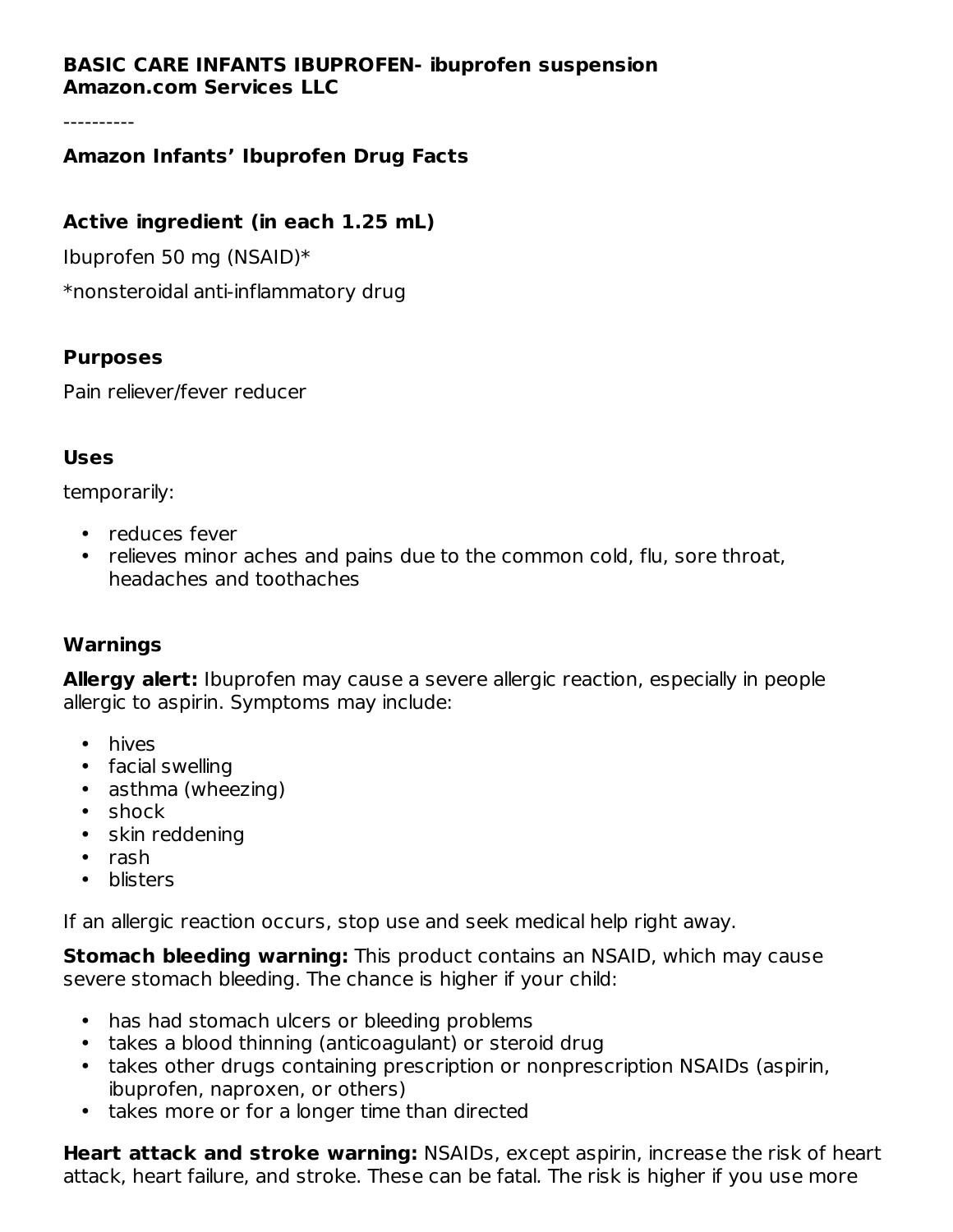**BASIC CARE INFANTS IBUPROFEN- ibuprofen suspension**
**Amazon.com Services LLC**

----------

### Amazon Infants' Ibuprofen Drug Facts

### Active ingredient (in each 1.25 mL)

Ibuprofen 50 mg (NSAID)*

*nonsteroidal anti-inflammatory drug

### Purposes

Pain reliever/fever reducer

### Uses

temporarily:

- reduces fever
- relieves minor aches and pains due to the common cold, flu, sore throat, headaches and toothaches

### Warnings

**Allergy alert:** Ibuprofen may cause a severe allergic reaction, especially in people allergic to aspirin. Symptoms may include:

- hives
- facial swelling
- asthma (wheezing)
- shock
- skin reddening
- rash
- blisters

If an allergic reaction occurs, stop use and seek medical help right away.

**Stomach bleeding warning:** This product contains an NSAID, which may cause severe stomach bleeding. The chance is higher if your child:

- has had stomach ulcers or bleeding problems
- takes a blood thinning (anticoagulant) or steroid drug
- takes other drugs containing prescription or nonprescription NSAIDs (aspirin, ibuprofen, naproxen, or others)
- takes more or for a longer time than directed

**Heart attack and stroke warning:** NSAIDs, except aspirin, increase the risk of heart attack, heart failure, and stroke. These can be fatal. The risk is higher if you use more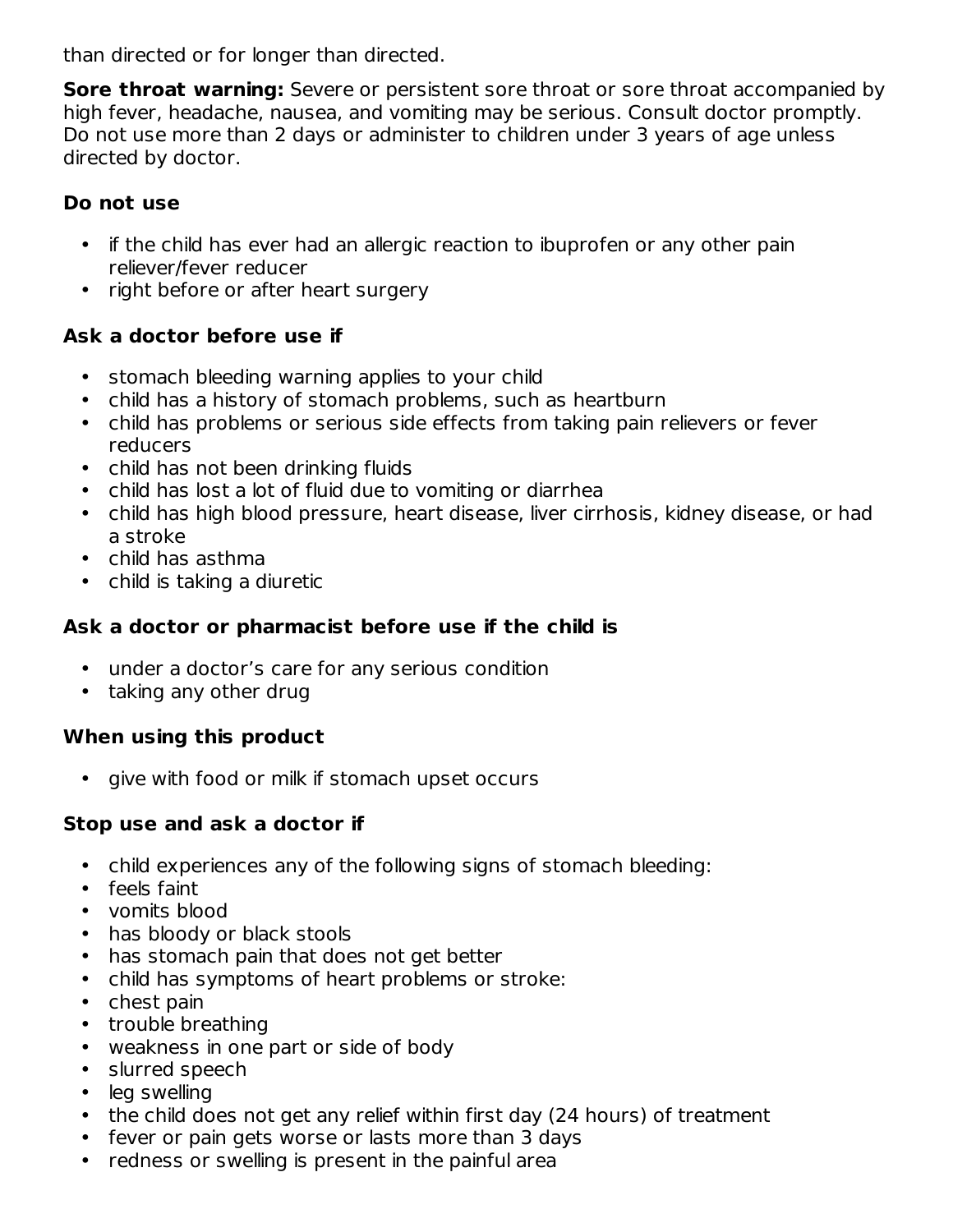than directed or for longer than directed.

**Sore throat warning:** Severe or persistent sore throat or sore throat accompanied by high fever, headache, nausea, and vomiting may be serious. Consult doctor promptly. Do not use more than 2 days or administer to children under 3 years of age unless directed by doctor.

**Do not use**

- if the child has ever had an allergic reaction to ibuprofen or any other pain reliever/fever reducer
- right before or after heart surgery

**Ask a doctor before use if**

- stomach bleeding warning applies to your child
- child has a history of stomach problems, such as heartburn
- child has problems or serious side effects from taking pain relievers or fever reducers
- child has not been drinking fluids
- child has lost a lot of fluid due to vomiting or diarrhea
- child has high blood pressure, heart disease, liver cirrhosis, kidney disease, or had a stroke
- child has asthma
- child is taking a diuretic

**Ask a doctor or pharmacist before use if the child is**

- under a doctor's care for any serious condition
- taking any other drug

**When using this product**

- give with food or milk if stomach upset occurs

**Stop use and ask a doctor if**

- child experiences any of the following signs of stomach bleeding:
- feels faint
- vomits blood
- has bloody or black stools
- has stomach pain that does not get better
- child has symptoms of heart problems or stroke:
- chest pain
- trouble breathing
- weakness in one part or side of body
- slurred speech
- leg swelling
- the child does not get any relief within first day (24 hours) of treatment
- fever or pain gets worse or lasts more than 3 days
- redness or swelling is present in the painful area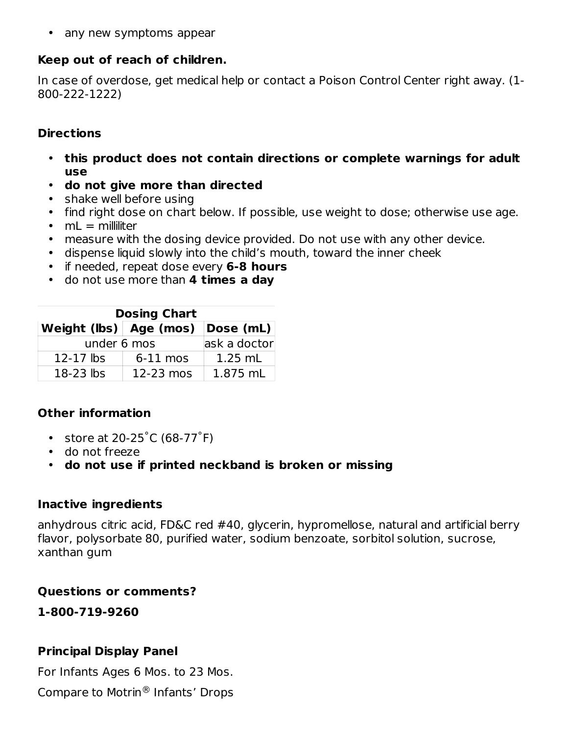- any new symptoms appear

**Keep out of reach of children.**

In case of overdose, get medical help or contact a Poison Control Center right away. (1-800-222-1222)

## Directions

- **this product does not contain directions or complete warnings for adult use**
- **do not give more than directed**
- shake well before using
- find right dose on chart below. If possible, use weight to dose; otherwise use age.
- mL = milliliter
- measure with the dosing device provided. Do not use with any other device.
- dispense liquid slowly into the child's mouth, toward the inner cheek
- if needed, repeat dose every **6-8 hours**
- do not use more than **4 times a day**

| Dosing Chart | | |
|---|---|---|
| **Weight (lbs)** | **Age (mos)** | **Dose (mL)** |
| under 6 mos | | ask a doctor |
| 12-17 lbs | 6-11 mos | 1.25 mL |
| 18-23 lbs | 12-23 mos | 1.875 mL |

## Other information

- store at 20-25˚C (68-77˚F)
- do not freeze
- **do not use if printed neckband is broken or missing**

## Inactive ingredients

anhydrous citric acid, FD&C red #40, glycerin, hypromellose, natural and artificial berry flavor, polysorbate 80, purified water, sodium benzoate, sorbitol solution, sucrose, xanthan gum

## Questions or comments?

**1-800-719-9260**

## Principal Display Panel

For Infants Ages 6 Mos. to 23 Mos.

Compare to Motrin® Infants' Drops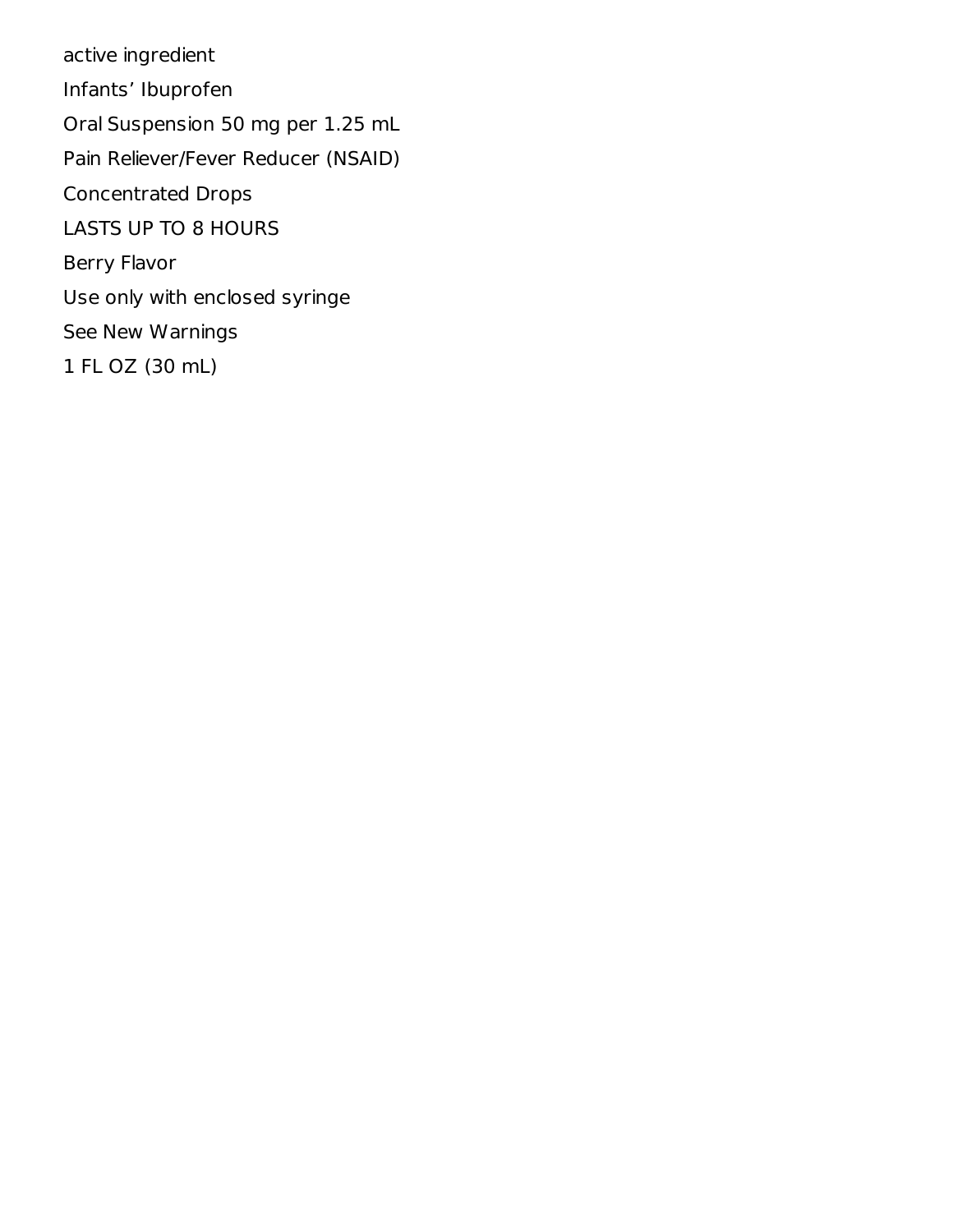active ingredient

Infants’ Ibuprofen

Oral Suspension 50 mg per 1.25 mL

Pain Reliever/Fever Reducer (NSAID)

Concentrated Drops

LASTS UP TO 8 HOURS

Berry Flavor

Use only with enclosed syringe

See New Warnings

1 FL OZ (30 mL)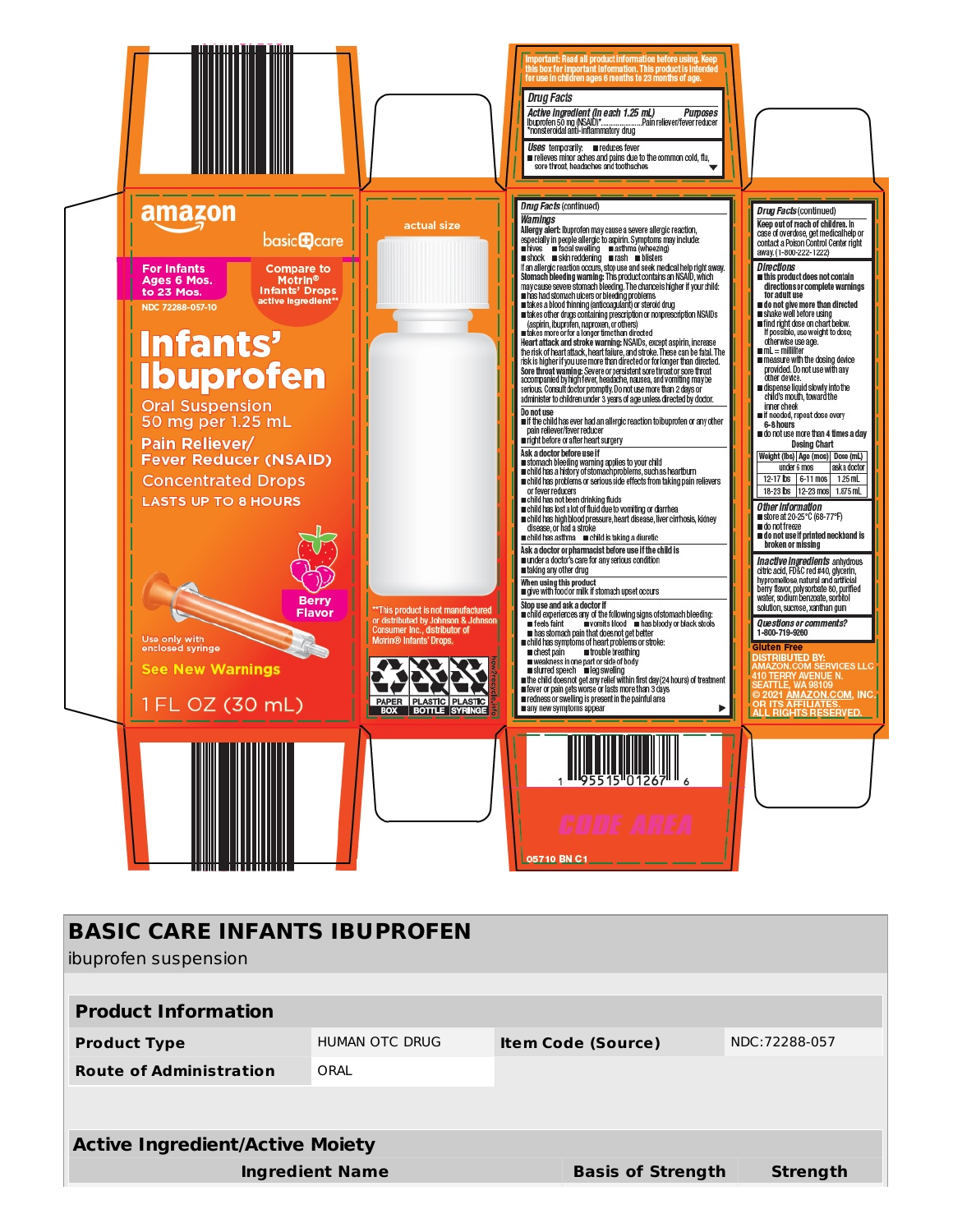amazon

basic care

For Infants Ages 6 Mos. to 23 Mos.

Compare to Motrin® Infants' Drops active ingredient**

NDC 72288-057-10

# Infants' Ibuprofen

Oral Suspension
50 mg per 1.25 mL

Pain Reliever/ Fever Reducer (NSAID)

Concentrated Drops

LASTS UP TO 8 HOURS

Berry Flavor

Use only with enclosed syringe

See New Warnings

1 FL OZ (30 mL)

actual size

**This product is not manufactured or distributed by Johnson & Johnson Consumer Inc., distributor of Motrin® Infants' Drops.

PAPER BOX | PLASTIC BOTTLE | PLASTIC SYRINGE

how2recycle.info

Important: Read all product information before using. Keep this box for important information. This product is intended for use in children ages 6 months to 23 months of age.

**Drug Facts**

| Active ingredient (in each 1.25 mL) | Purposes |
|---|---|
| Ibuprofen 50 mg (NSAID)* | Pain reliever/fever reducer |

*nonsteroidal anti-inflammatory drug

**Uses** temporarily:
- reduces fever
- relieves minor aches and pains due to the common cold, flu, sore throat, headaches and toothaches

**Drug Facts (continued)**

**Warnings**

**Allergy alert:** Ibuprofen may cause a severe allergic reaction, especially in people allergic to aspirin. Symptoms may include:
- hives
- facial swelling
- asthma (wheezing)
- shock
- skin reddening
- rash
- blisters

If an allergic reaction occurs, stop use and seek medical help right away.

**Stomach bleeding warning:** This product contains an NSAID, which may cause severe stomach bleeding. The chance is higher if your child:
- has had stomach ulcers or bleeding problems
- takes a blood thinning (anticoagulant) or steroid drug
- takes other drugs containing prescription or nonprescription NSAIDs (aspirin, ibuprofen, naproxen, or others)
- takes more or for a longer time than directed

**Heart attack and stroke warning:** NSAIDs, except aspirin, increase the risk of heart attack, heart failure, and stroke. These can be fatal. The risk is higher if you use more than directed or for longer than directed.

**Sore throat warning:** Severe or persistent sore throat or sore throat accompanied by high fever, headache, nausea, and vomiting may be serious. Consult doctor promptly. Do not use more than 2 days or administer to children under 3 years of age unless directed by doctor.

**Do not use**
- if the child has ever had an allergic reaction to ibuprofen or any other pain reliever/fever reducer
- right before or after heart surgery

**Ask a doctor before use if**
- stomach bleeding warning applies to your child
- child has a history of stomach problems, such as heartburn
- child has problems or serious side effects from taking pain relievers or fever reducers
- child has not been drinking fluids
- child has lost a lot of fluid due to vomiting or diarrhea
- child has high blood pressure, heart disease, liver cirrhosis, kidney disease, or had a stroke
- child has asthma
- child is taking a diuretic

**Ask a doctor or pharmacist before use if the child is**
- under a doctor's care for any serious condition
- taking any other drug

**When using this product**
- give with food or milk if stomach upset occurs

**Stop use and ask a doctor if**
- child experiences any of the following signs of stomach bleeding:
  - feels faint
  - vomits blood
  - has bloody or black stools
  - has stomach pain that does not get better
- child has symptoms of heart problems or stroke:
  - chest pain
  - trouble breathing
  - weakness in one part or side of body
  - slurred speech
  - leg swelling
- the child does not get any relief within first day (24 hours) of treatment
- fever or pain gets worse or lasts more than 3 days
- redness or swelling is present in the painful area
- any new symptoms appear

**Drug Facts (continued)**

**Keep out of reach of children.** In case of overdose, get medical help or contact a Poison Control Center right away. (1-800-222-1222)

**Directions**
- **this product does not contain directions or complete warnings for adult use**
- **do not give more than directed**
- **shake well before using**
- **find right dose on chart below.** If possible, use weight to dose; otherwise use age.
- **mL = milliliter**
- **measure with the dosing device provided. Do not use with any other device.**
- **dispense liquid slowly into the child's mouth, toward the inner cheek**
- **if needed, repeat dose every 6-8 hours**
- **do not use more than 4 times a day**

**Dosing Chart**

| Weight (lbs) | Age (mos) | Dose (mL) |
|---|---|---|
| | under 6 mos | ask a doctor |
| 12-17 lbs | 6-11 mos | 1.25 mL |
| 18-23 lbs | 12-23 mos | 1.875 mL |

**Other information**
- store at 20-25°C (68-77°F)
- do not freeze
- **do not use if printed neckband is broken or missing**

**Inactive ingredients** anhydrous citric acid, FD&C red #40, glycerin, hypromellose, natural and artificial berry flavor, polysorbate 80, purified water, sodium benzoate, sorbitol solution, sucrose, xanthan gum

**Questions or comments?**
1-800-719-9260

Gluten Free

DISTRIBUTED BY:
AMAZON.COM SERVICES LLC
410 TERRY AVENUE N.
SEATTLE, WA 98109
© 2021 AMAZON.COM, INC. OR ITS AFFILIATES.
ALL RIGHTS RESERVED.

1 95515 01267 6

CODE AREA

05710 BN C1

## BASIC CARE INFANTS IBUPROFEN

ibuprofen suspension

| Product Information | | | |
|---|---|---|---|
| Product Type | HUMAN OTC DRUG | Item Code (Source) | NDC:72288-057 |
| Route of Administration | ORAL | | |

| Active Ingredient/Active Moiety | | |
|---|---|---|
| Ingredient Name | Basis of Strength | Strength |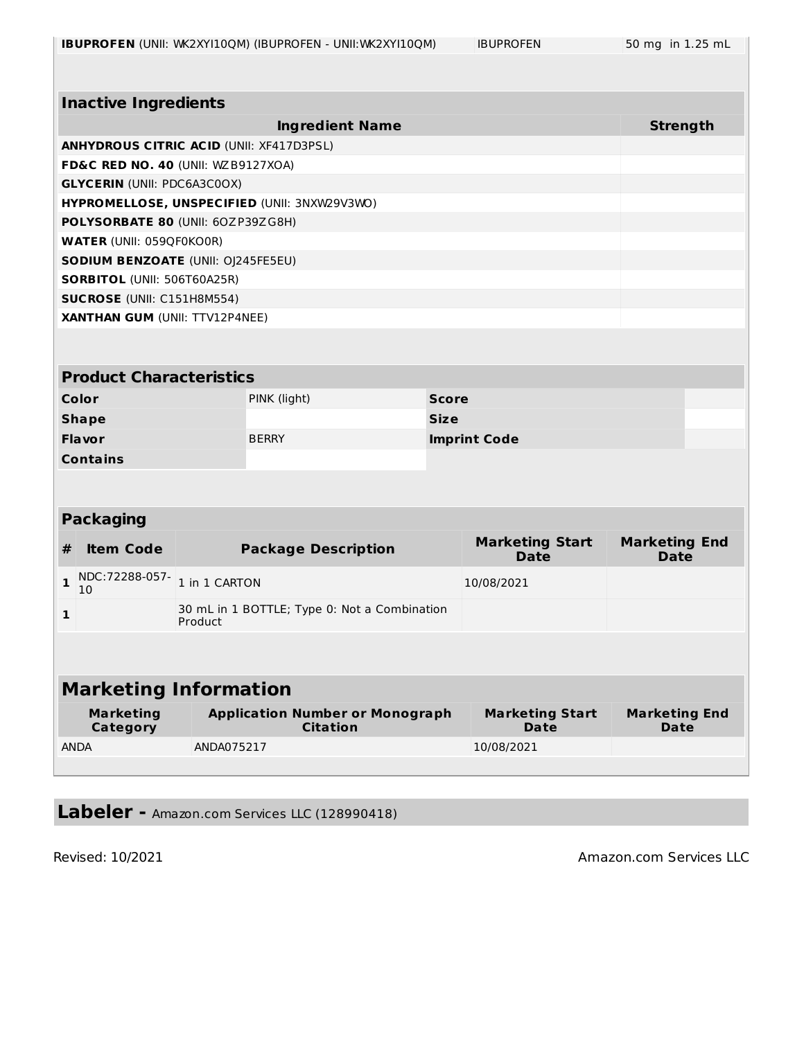| | | |
|---|---|---|
| **IBUPROFEN** (UNII: WK2XYI10QM) (IBUPROFEN - UNII:WK2XYI10QM) | IBUPROFEN | 50 mg in 1.25 mL |

## Inactive Ingredients

| Ingredient Name | Strength |
|---|---|
| **ANHYDROUS CITRIC ACID** (UNII: XF417D3PSL) | |
| **FD&C RED NO. 40** (UNII: WZB9127XOA) | |
| **GLYCERIN** (UNII: PDC6A3C0OX) | |
| **HYPROMELLOSE, UNSPECIFIED** (UNII: 3NXW29V3WO) | |
| **POLYSORBATE 80** (UNII: 6OZP39ZG8H) | |
| **WATER** (UNII: 059QF0KO0R) | |
| **SODIUM BENZOATE** (UNII: OJ245FE5EU) | |
| **SORBITOL** (UNII: 506T60A25R) | |
| **SUCROSE** (UNII: C151H8M554) | |
| **XANTHAN GUM** (UNII: TTV12P4NEE) | |

## Product Characteristics

| | | | |
|---|---|---|---|
| **Color** | PINK (light) | **Score** | |
| **Shape** | | **Size** | |
| **Flavor** | BERRY | **Imprint Code** | |
| **Contains** | | | |

## Packaging

| # | Item Code | Package Description | Marketing Start Date | Marketing End Date |
|---|---|---|---|---|
| 1 | NDC:72288-057-10 | 1 in 1 CARTON | 10/08/2021 | |
| 1 | | 30 mL in 1 BOTTLE; Type 0: Not a Combination Product | | |

## Marketing Information

| Marketing Category | Application Number or Monograph Citation | Marketing Start Date | Marketing End Date |
|---|---|---|---|
| ANDA | ANDA075217 | 10/08/2021 | |

## Labeler - Amazon.com Services LLC (128990418)

Revised: 10/2021

Amazon.com Services LLC